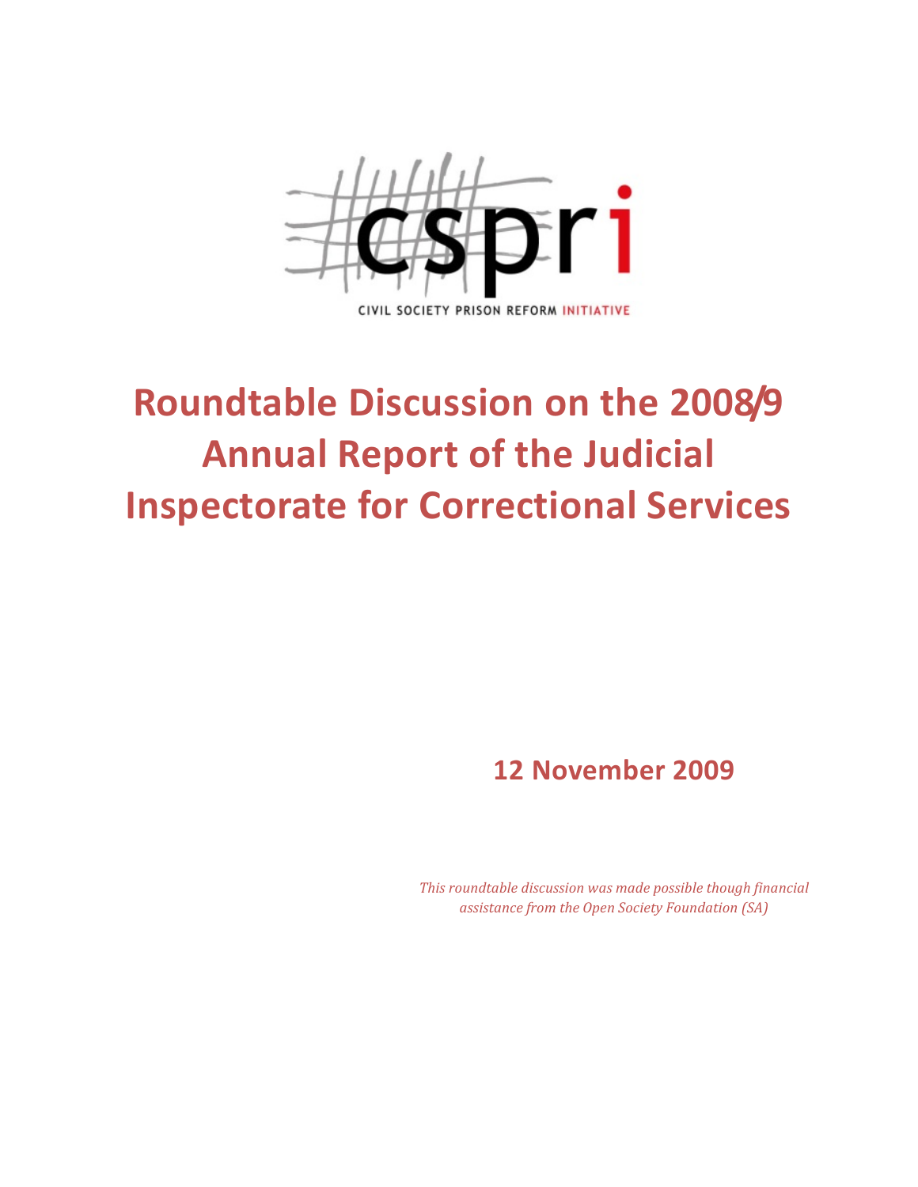CIVIL SOCIETY PRISON REFORM INITIATIVE

# Roundtable Discussion on the 2008/9 Annual Report of the Judicial Inspectorate for Correctional Services

**12 November 2009**

*This roundtable discussion was made possible though financial assistance from the Open Society Foundation (SA)*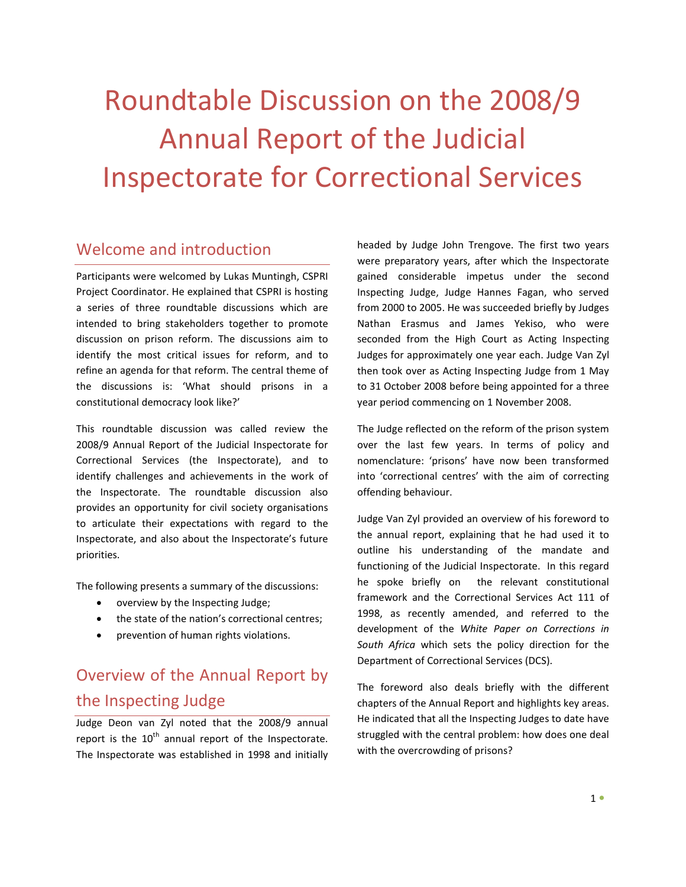# Roundtable Discussion on the 2008/9 Annual Report of the Judicial Inspectorate for Correctional Services

## Welcome and introduction

Participants were welcomed by Lukas Muntingh, CSPRI Project Coordinator. He explained that CSPRI is hosting a series of three roundtable discussions which are intended to bring stakeholders together to promote discussion on prison reform. The discussions aim to identify the most critical issues for reform, and to refine an agenda for that reform. The central theme of the discussions is: 'What should prisons in a constitutional democracy look like?'

This roundtable discussion was called review the 2008/9 Annual Report of the Judicial Inspectorate for Correctional Services (the Inspectorate), and to identify challenges and achievements in the work of the Inspectorate. The roundtable discussion also provides an opportunity for civil society organisations to articulate their expectations with regard to the Inspectorate, and also about the Inspectorate's future priorities.

The following presents a summary of the discussions:

- overview by the Inspecting Judge;
- the state of the nation's correctional centres;
- prevention of human rights violations.

## Overview of the Annual Report by the Inspecting Judge

Judge Deon van Zyl noted that the 2008/9 annual report is the 10th annual report of the Inspectorate. The Inspectorate was established in 1998 and initially headed by Judge John Trengove. The first two years were preparatory years, after which the Inspectorate gained considerable impetus under the second Inspecting Judge, Judge Hannes Fagan, who served from 2000 to 2005. He was succeeded briefly by Judges Nathan Erasmus and James Yekiso, who were seconded from the High Court as Acting Inspecting Judges for approximately one year each. Judge Van Zyl then took over as Acting Inspecting Judge from 1 May to 31 October 2008 before being appointed for a three year period commencing on 1 November 2008.

The Judge reflected on the reform of the prison system over the last few years. In terms of policy and nomenclature: 'prisons' have now been transformed into 'correctional centres' with the aim of correcting offending behaviour.

Judge Van Zyl provided an overview of his foreword to the annual report, explaining that he had used it to outline his understanding of the mandate and functioning of the Judicial Inspectorate. In this regard he spoke briefly on the relevant constitutional framework and the Correctional Services Act 111 of 1998, as recently amended, and referred to the development of the *White Paper on Corrections in South Africa* which sets the policy direction for the Department of Correctional Services (DCS).

The foreword also deals briefly with the different chapters of the Annual Report and highlights key areas. He indicated that all the Inspecting Judges to date have struggled with the central problem: how does one deal with the overcrowding of prisons?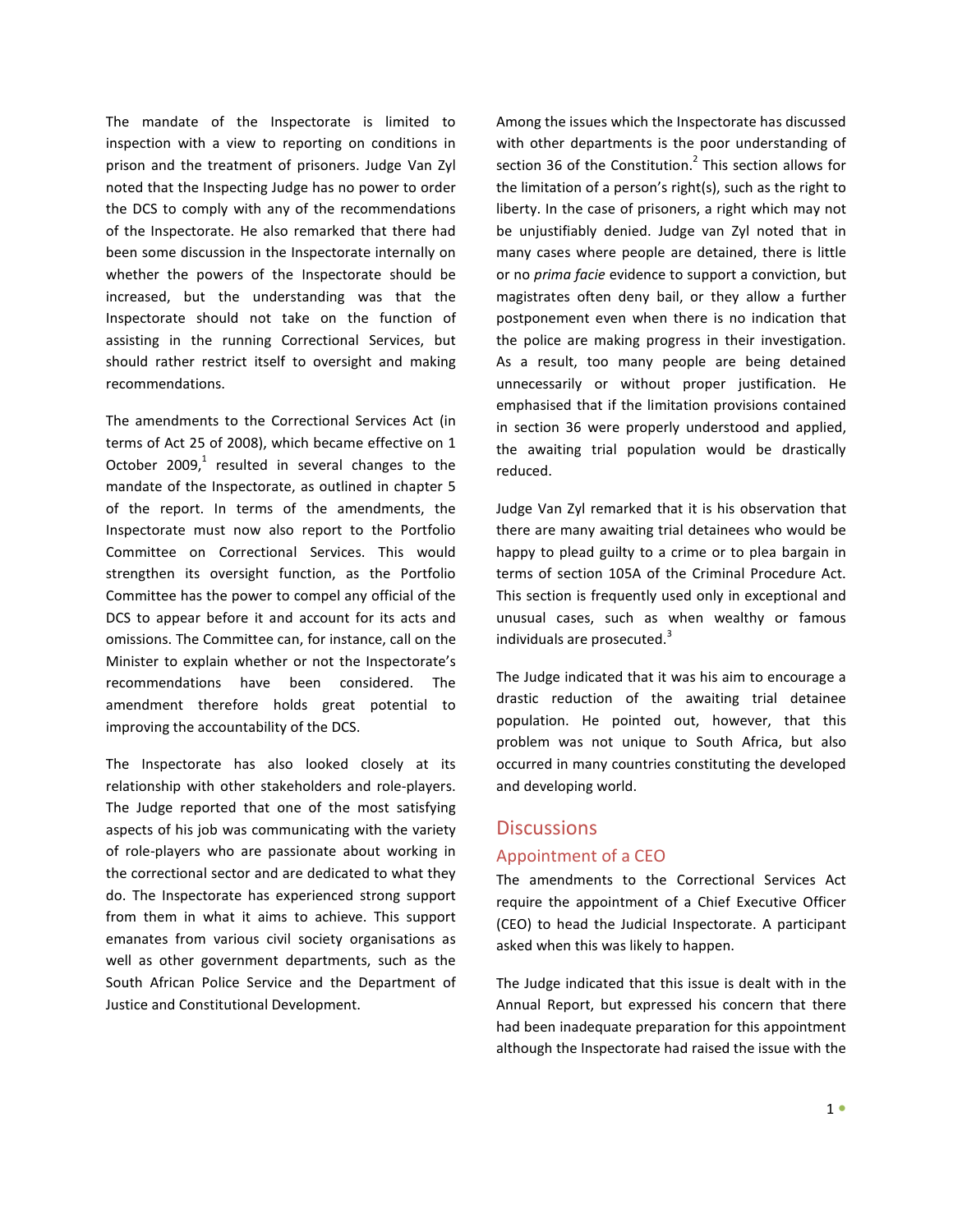The mandate of the Inspectorate is limited to inspection with a view to reporting on conditions in prison and the treatment of prisoners. Judge Van Zyl noted that the Inspecting Judge has no power to order the DCS to comply with any of the recommendations of the Inspectorate. He also remarked that there had been some discussion in the Inspectorate internally on whether the powers of the Inspectorate should be increased, but the understanding was that the Inspectorate should not take on the function of assisting in the running Correctional Services, but should rather restrict itself to oversight and making recommendations.

The amendments to the Correctional Services Act (in terms of Act 25 of 2008), which became effective on 1 October 2009,[1] resulted in several changes to the mandate of the Inspectorate, as outlined in chapter 5 of the report. In terms of the amendments, the Inspectorate must now also report to the Portfolio Committee on Correctional Services. This would strengthen its oversight function, as the Portfolio Committee has the power to compel any official of the DCS to appear before it and account for its acts and omissions. The Committee can, for instance, call on the Minister to explain whether or not the Inspectorate's recommendations have been considered. The amendment therefore holds great potential to improving the accountability of the DCS.

The Inspectorate has also looked closely at its relationship with other stakeholders and role-players. The Judge reported that one of the most satisfying aspects of his job was communicating with the variety of role-players who are passionate about working in the correctional sector and are dedicated to what they do. The Inspectorate has experienced strong support from them in what it aims to achieve. This support emanates from various civil society organisations as well as other government departments, such as the South African Police Service and the Department of Justice and Constitutional Development.

Among the issues which the Inspectorate has discussed with other departments is the poor understanding of section 36 of the Constitution.[2] This section allows for the limitation of a person's right(s), such as the right to liberty. In the case of prisoners, a right which may not be unjustifiably denied. Judge van Zyl noted that in many cases where people are detained, there is little or no *prima facie* evidence to support a conviction, but magistrates often deny bail, or they allow a further postponement even when there is no indication that the police are making progress in their investigation. As a result, too many people are being detained unnecessarily or without proper justification. He emphasised that if the limitation provisions contained in section 36 were properly understood and applied, the awaiting trial population would be drastically reduced.

Judge Van Zyl remarked that it is his observation that there are many awaiting trial detainees who would be happy to plead guilty to a crime or to plea bargain in terms of section 105A of the Criminal Procedure Act. This section is frequently used only in exceptional and unusual cases, such as when wealthy or famous individuals are prosecuted.[3]

The Judge indicated that it was his aim to encourage a drastic reduction of the awaiting trial detainee population. He pointed out, however, that this problem was not unique to South Africa, but also occurred in many countries constituting the developed and developing world.

## Discussions

### Appointment of a CEO

The amendments to the Correctional Services Act require the appointment of a Chief Executive Officer (CEO) to head the Judicial Inspectorate. A participant asked when this was likely to happen.

The Judge indicated that this issue is dealt with in the Annual Report, but expressed his concern that there had been inadequate preparation for this appointment although the Inspectorate had raised the issue with the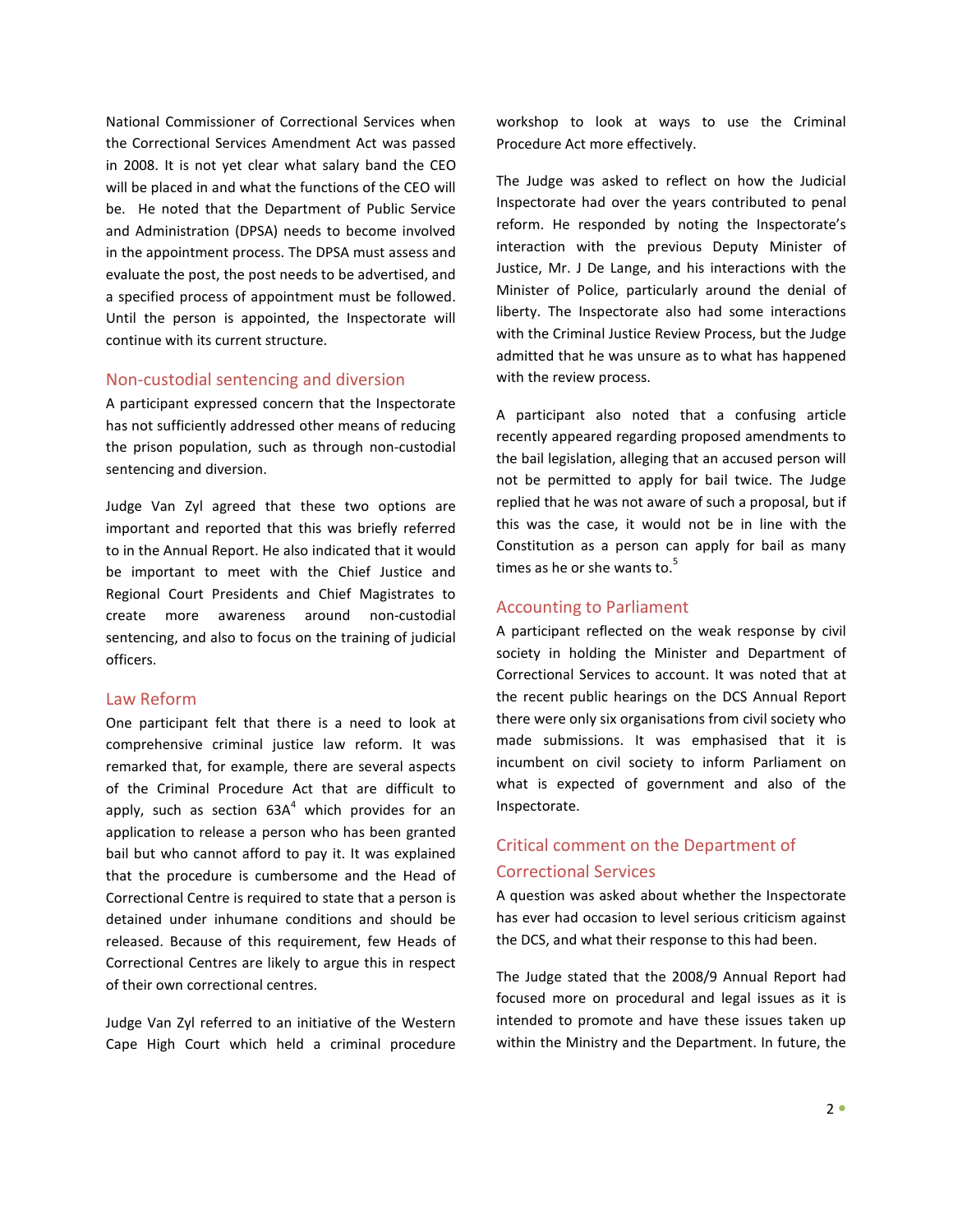National Commissioner of Correctional Services when the Correctional Services Amendment Act was passed in 2008. It is not yet clear what salary band the CEO will be placed in and what the functions of the CEO will be. He noted that the Department of Public Service and Administration (DPSA) needs to become involved in the appointment process. The DPSA must assess and evaluate the post, the post needs to be advertised, and a specified process of appointment must be followed. Until the person is appointed, the Inspectorate will continue with its current structure.

## Non-custodial sentencing and diversion

A participant expressed concern that the Inspectorate has not sufficiently addressed other means of reducing the prison population, such as through non-custodial sentencing and diversion.

Judge Van Zyl agreed that these two options are important and reported that this was briefly referred to in the Annual Report. He also indicated that it would be important to meet with the Chief Justice and Regional Court Presidents and Chief Magistrates to create more awareness around non-custodial sentencing, and also to focus on the training of judicial officers.

## Law Reform

One participant felt that there is a need to look at comprehensive criminal justice law reform. It was remarked that, for example, there are several aspects of the Criminal Procedure Act that are difficult to apply, such as section 63A[4] which provides for an application to release a person who has been granted bail but who cannot afford to pay it. It was explained that the procedure is cumbersome and the Head of Correctional Centre is required to state that a person is detained under inhumane conditions and should be released. Because of this requirement, few Heads of Correctional Centres are likely to argue this in respect of their own correctional centres.

Judge Van Zyl referred to an initiative of the Western Cape High Court which held a criminal procedure workshop to look at ways to use the Criminal Procedure Act more effectively.

The Judge was asked to reflect on how the Judicial Inspectorate had over the years contributed to penal reform. He responded by noting the Inspectorate's interaction with the previous Deputy Minister of Justice, Mr. J De Lange, and his interactions with the Minister of Police, particularly around the denial of liberty. The Inspectorate also had some interactions with the Criminal Justice Review Process, but the Judge admitted that he was unsure as to what has happened with the review process.

A participant also noted that a confusing article recently appeared regarding proposed amendments to the bail legislation, alleging that an accused person will not be permitted to apply for bail twice. The Judge replied that he was not aware of such a proposal, but if this was the case, it would not be in line with the Constitution as a person can apply for bail as many times as he or she wants to.[5]

## Accounting to Parliament

A participant reflected on the weak response by civil society in holding the Minister and Department of Correctional Services to account. It was noted that at the recent public hearings on the DCS Annual Report there were only six organisations from civil society who made submissions. It was emphasised that it is incumbent on civil society to inform Parliament on what is expected of government and also of the Inspectorate.

## Critical comment on the Department of Correctional Services

A question was asked about whether the Inspectorate has ever had occasion to level serious criticism against the DCS, and what their response to this had been.

The Judge stated that the 2008/9 Annual Report had focused more on procedural and legal issues as it is intended to promote and have these issues taken up within the Ministry and the Department. In future, the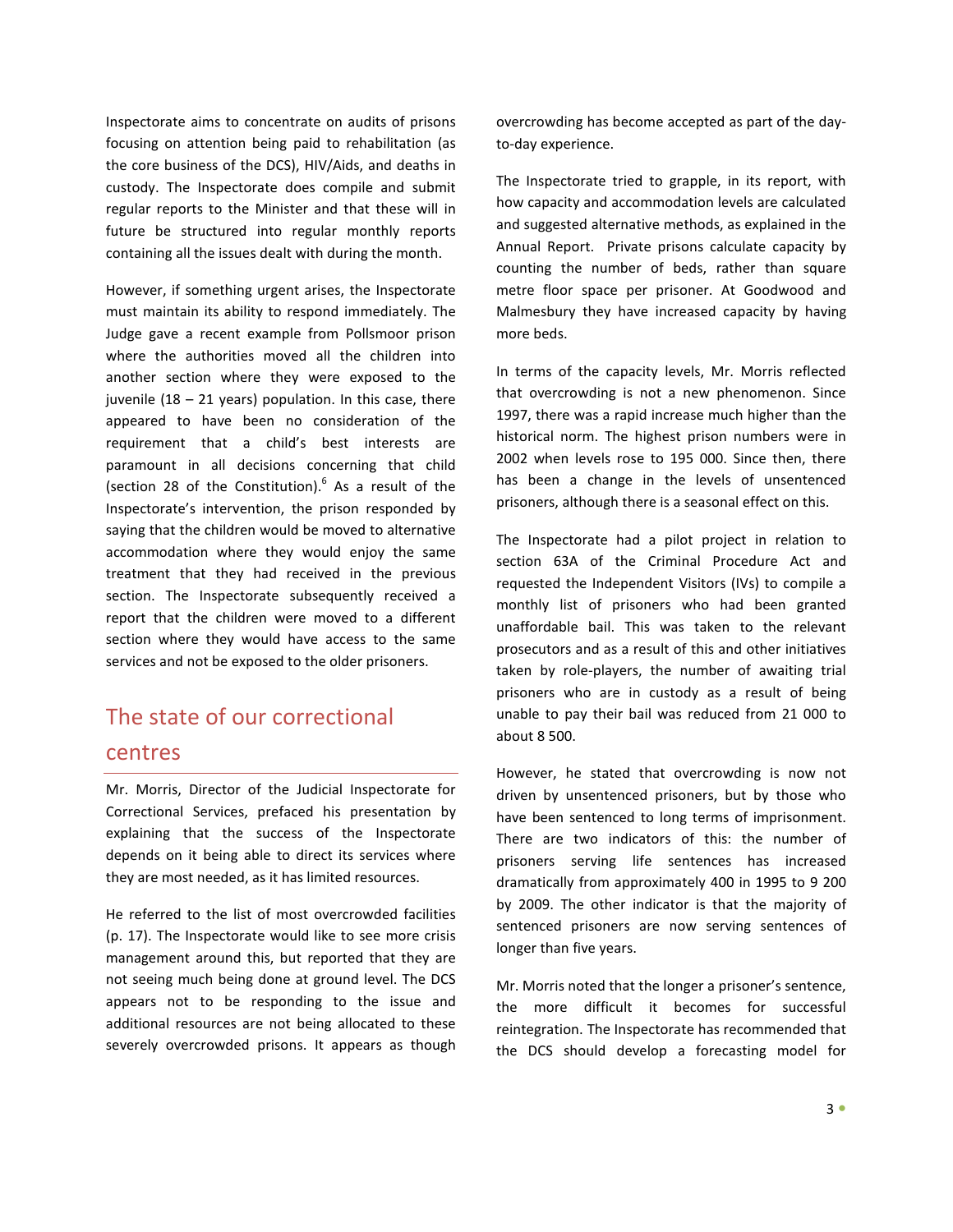Inspectorate aims to concentrate on audits of prisons focusing on attention being paid to rehabilitation (as the core business of the DCS), HIV/Aids, and deaths in custody. The Inspectorate does compile and submit regular reports to the Minister and that these will in future be structured into regular monthly reports containing all the issues dealt with during the month.

However, if something urgent arises, the Inspectorate must maintain its ability to respond immediately. The Judge gave a recent example from Pollsmoor prison where the authorities moved all the children into another section where they were exposed to the juvenile (18 – 21 years) population. In this case, there appeared to have been no consideration of the requirement that a child's best interests are paramount in all decisions concerning that child (section 28 of the Constitution).[6] As a result of the Inspectorate's intervention, the prison responded by saying that the children would be moved to alternative accommodation where they would enjoy the same treatment that they had received in the previous section. The Inspectorate subsequently received a report that the children were moved to a different section where they would have access to the same services and not be exposed to the older prisoners.

## The state of our correctional centres

Mr. Morris, Director of the Judicial Inspectorate for Correctional Services, prefaced his presentation by explaining that the success of the Inspectorate depends on it being able to direct its services where they are most needed, as it has limited resources.

He referred to the list of most overcrowded facilities (p. 17). The Inspectorate would like to see more crisis management around this, but reported that they are not seeing much being done at ground level. The DCS appears not to be responding to the issue and additional resources are not being allocated to these severely overcrowded prisons. It appears as though overcrowding has become accepted as part of the day-to-day experience.

The Inspectorate tried to grapple, in its report, with how capacity and accommodation levels are calculated and suggested alternative methods, as explained in the Annual Report. Private prisons calculate capacity by counting the number of beds, rather than square metre floor space per prisoner. At Goodwood and Malmesbury they have increased capacity by having more beds.

In terms of the capacity levels, Mr. Morris reflected that overcrowding is not a new phenomenon. Since 1997, there was a rapid increase much higher than the historical norm. The highest prison numbers were in 2002 when levels rose to 195 000. Since then, there has been a change in the levels of unsentenced prisoners, although there is a seasonal effect on this.

The Inspectorate had a pilot project in relation to section 63A of the Criminal Procedure Act and requested the Independent Visitors (IVs) to compile a monthly list of prisoners who had been granted unaffordable bail. This was taken to the relevant prosecutors and as a result of this and other initiatives taken by role-players, the number of awaiting trial prisoners who are in custody as a result of being unable to pay their bail was reduced from 21 000 to about 8 500.

However, he stated that overcrowding is now not driven by unsentenced prisoners, but by those who have been sentenced to long terms of imprisonment. There are two indicators of this: the number of prisoners serving life sentences has increased dramatically from approximately 400 in 1995 to 9 200 by 2009. The other indicator is that the majority of sentenced prisoners are now serving sentences of longer than five years.

Mr. Morris noted that the longer a prisoner's sentence, the more difficult it becomes for successful reintegration. The Inspectorate has recommended that the DCS should develop a forecasting model for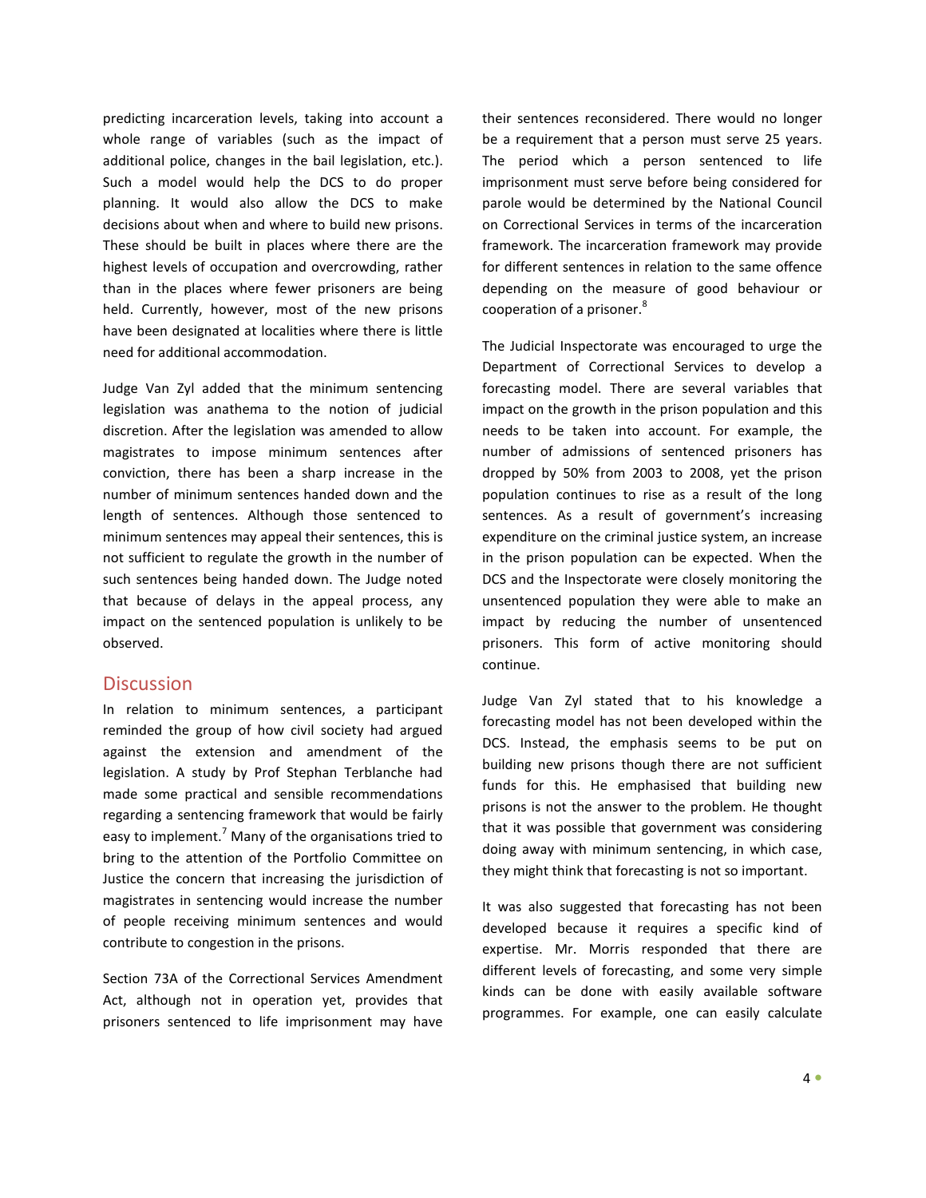predicting incarceration levels, taking into account a whole range of variables (such as the impact of additional police, changes in the bail legislation, etc.). Such a model would help the DCS to do proper planning. It would also allow the DCS to make decisions about when and where to build new prisons. These should be built in places where there are the highest levels of occupation and overcrowding, rather than in the places where fewer prisoners are being held. Currently, however, most of the new prisons have been designated at localities where there is little need for additional accommodation.

Judge Van Zyl added that the minimum sentencing legislation was anathema to the notion of judicial discretion. After the legislation was amended to allow magistrates to impose minimum sentences after conviction, there has been a sharp increase in the number of minimum sentences handed down and the length of sentences. Although those sentenced to minimum sentences may appeal their sentences, this is not sufficient to regulate the growth in the number of such sentences being handed down. The Judge noted that because of delays in the appeal process, any impact on the sentenced population is unlikely to be observed.

## Discussion

In relation to minimum sentences, a participant reminded the group of how civil society had argued against the extension and amendment of the legislation. A study by Prof Stephan Terblanche had made some practical and sensible recommendations regarding a sentencing framework that would be fairly easy to implement.[7] Many of the organisations tried to bring to the attention of the Portfolio Committee on Justice the concern that increasing the jurisdiction of magistrates in sentencing would increase the number of people receiving minimum sentences and would contribute to congestion in the prisons.

Section 73A of the Correctional Services Amendment Act, although not in operation yet, provides that prisoners sentenced to life imprisonment may have their sentences reconsidered. There would no longer be a requirement that a person must serve 25 years. The period which a person sentenced to life imprisonment must serve before being considered for parole would be determined by the National Council on Correctional Services in terms of the incarceration framework. The incarceration framework may provide for different sentences in relation to the same offence depending on the measure of good behaviour or cooperation of a prisoner.[8]

The Judicial Inspectorate was encouraged to urge the Department of Correctional Services to develop a forecasting model. There are several variables that impact on the growth in the prison population and this needs to be taken into account. For example, the number of admissions of sentenced prisoners has dropped by 50% from 2003 to 2008, yet the prison population continues to rise as a result of the long sentences. As a result of government's increasing expenditure on the criminal justice system, an increase in the prison population can be expected. When the DCS and the Inspectorate were closely monitoring the unsentenced population they were able to make an impact by reducing the number of unsentenced prisoners. This form of active monitoring should continue.

Judge Van Zyl stated that to his knowledge a forecasting model has not been developed within the DCS. Instead, the emphasis seems to be put on building new prisons though there are not sufficient funds for this. He emphasised that building new prisons is not the answer to the problem. He thought that it was possible that government was considering doing away with minimum sentencing, in which case, they might think that forecasting is not so important.

It was also suggested that forecasting has not been developed because it requires a specific kind of expertise. Mr. Morris responded that there are different levels of forecasting, and some very simple kinds can be done with easily available software programmes. For example, one can easily calculate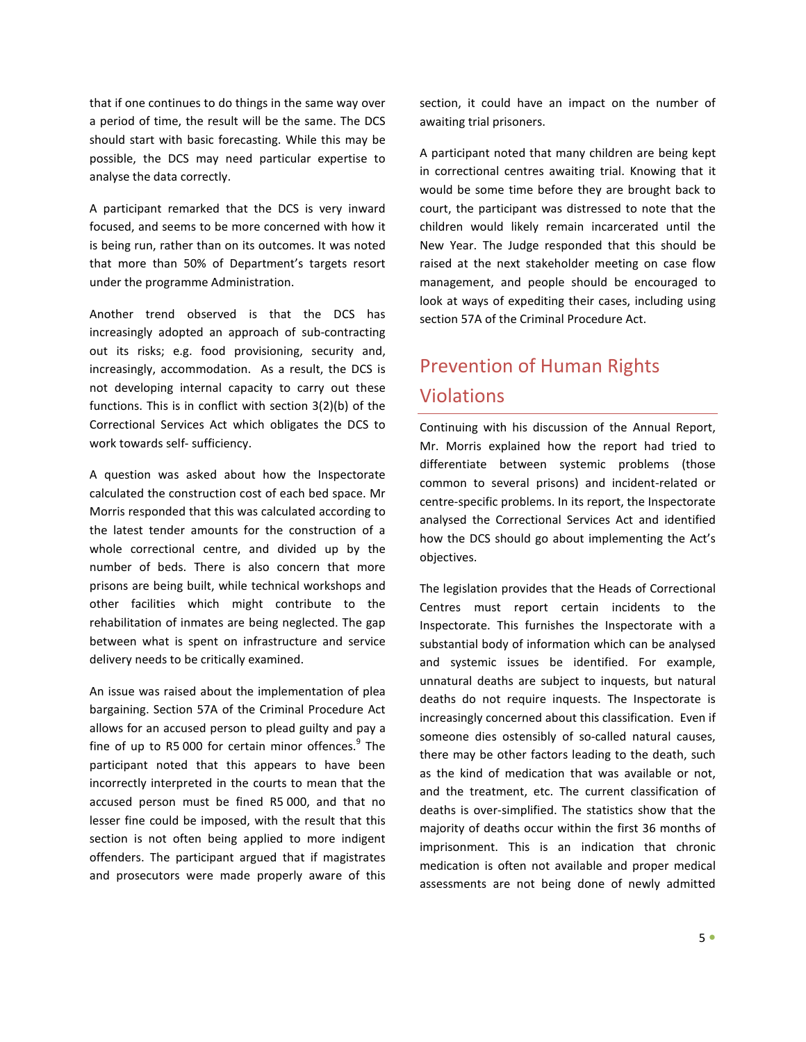that if one continues to do things in the same way over a period of time, the result will be the same. The DCS should start with basic forecasting. While this may be possible, the DCS may need particular expertise to analyse the data correctly.

A participant remarked that the DCS is very inward focused, and seems to be more concerned with how it is being run, rather than on its outcomes. It was noted that more than 50% of Department's targets resort under the programme Administration.

Another trend observed is that the DCS has increasingly adopted an approach of sub-contracting out its risks; e.g. food provisioning, security and, increasingly, accommodation. As a result, the DCS is not developing internal capacity to carry out these functions. This is in conflict with section 3(2)(b) of the Correctional Services Act which obligates the DCS to work towards self- sufficiency.

A question was asked about how the Inspectorate calculated the construction cost of each bed space. Mr Morris responded that this was calculated according to the latest tender amounts for the construction of a whole correctional centre, and divided up by the number of beds. There is also concern that more prisons are being built, while technical workshops and other facilities which might contribute to the rehabilitation of inmates are being neglected. The gap between what is spent on infrastructure and service delivery needs to be critically examined.

An issue was raised about the implementation of plea bargaining. Section 57A of the Criminal Procedure Act allows for an accused person to plead guilty and pay a fine of up to R5 000 for certain minor offences.[9] The participant noted that this appears to have been incorrectly interpreted in the courts to mean that the accused person must be fined R5 000, and that no lesser fine could be imposed, with the result that this section is not often being applied to more indigent offenders. The participant argued that if magistrates and prosecutors were made properly aware of this section, it could have an impact on the number of awaiting trial prisoners.

A participant noted that many children are being kept in correctional centres awaiting trial. Knowing that it would be some time before they are brought back to court, the participant was distressed to note that the children would likely remain incarcerated until the New Year. The Judge responded that this should be raised at the next stakeholder meeting on case flow management, and people should be encouraged to look at ways of expediting their cases, including using section 57A of the Criminal Procedure Act.

## Prevention of Human Rights Violations

Continuing with his discussion of the Annual Report, Mr. Morris explained how the report had tried to differentiate between systemic problems (those common to several prisons) and incident-related or centre-specific problems. In its report, the Inspectorate analysed the Correctional Services Act and identified how the DCS should go about implementing the Act's objectives.

The legislation provides that the Heads of Correctional Centres must report certain incidents to the Inspectorate. This furnishes the Inspectorate with a substantial body of information which can be analysed and systemic issues be identified. For example, unnatural deaths are subject to inquests, but natural deaths do not require inquests. The Inspectorate is increasingly concerned about this classification. Even if someone dies ostensibly of so-called natural causes, there may be other factors leading to the death, such as the kind of medication that was available or not, and the treatment, etc. The current classification of deaths is over-simplified. The statistics show that the majority of deaths occur within the first 36 months of imprisonment. This is an indication that chronic medication is often not available and proper medical assessments are not being done of newly admitted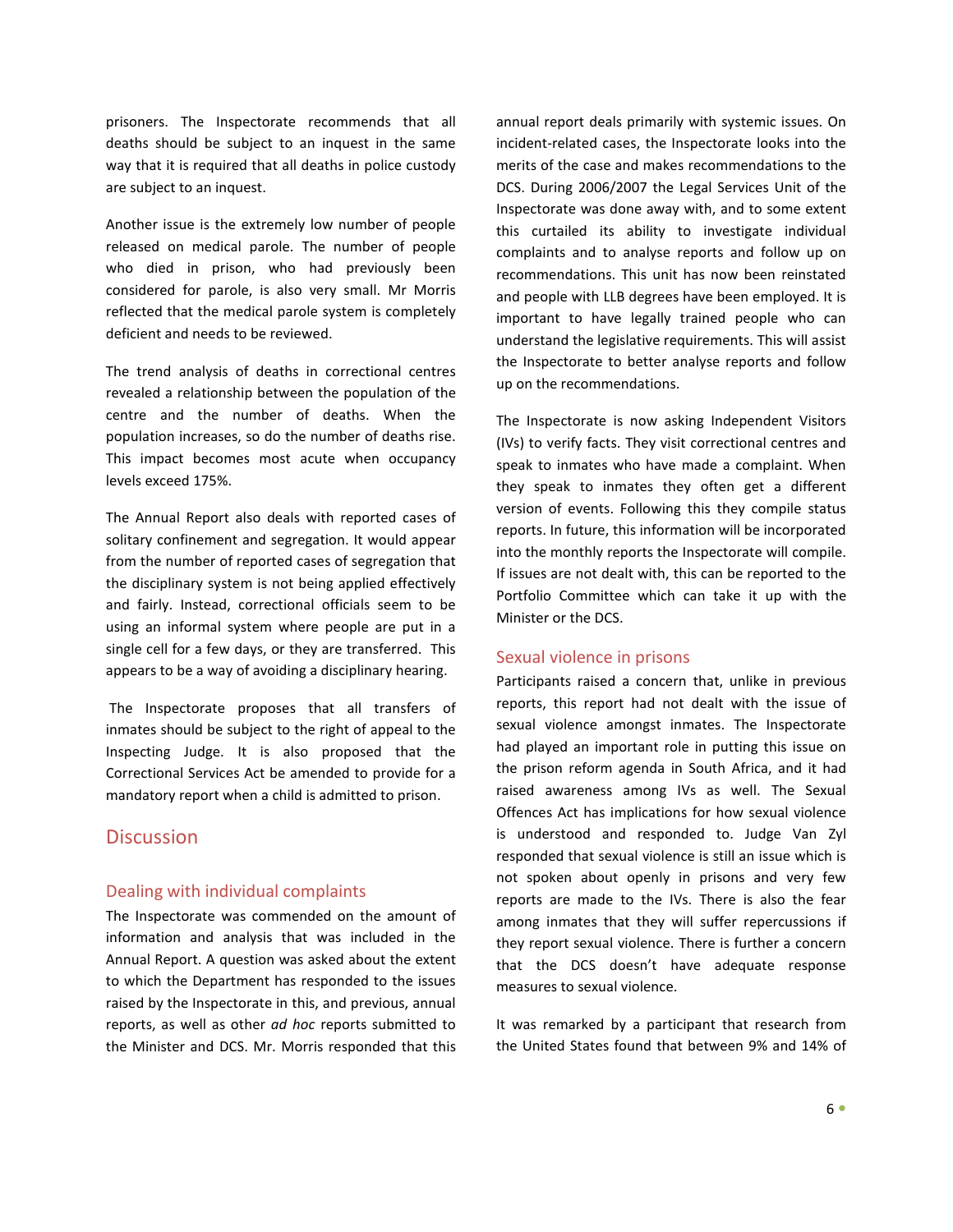prisoners. The Inspectorate recommends that all deaths should be subject to an inquest in the same way that it is required that all deaths in police custody are subject to an inquest.

Another issue is the extremely low number of people released on medical parole. The number of people who died in prison, who had previously been considered for parole, is also very small. Mr Morris reflected that the medical parole system is completely deficient and needs to be reviewed.

The trend analysis of deaths in correctional centres revealed a relationship between the population of the centre and the number of deaths. When the population increases, so do the number of deaths rise. This impact becomes most acute when occupancy levels exceed 175%.

The Annual Report also deals with reported cases of solitary confinement and segregation. It would appear from the number of reported cases of segregation that the disciplinary system is not being applied effectively and fairly. Instead, correctional officials seem to be using an informal system where people are put in a single cell for a few days, or they are transferred. This appears to be a way of avoiding a disciplinary hearing.

The Inspectorate proposes that all transfers of inmates should be subject to the right of appeal to the Inspecting Judge. It is also proposed that the Correctional Services Act be amended to provide for a mandatory report when a child is admitted to prison.

## Discussion

### Dealing with individual complaints

The Inspectorate was commended on the amount of information and analysis that was included in the Annual Report. A question was asked about the extent to which the Department has responded to the issues raised by the Inspectorate in this, and previous, annual reports, as well as other *ad hoc* reports submitted to the Minister and DCS. Mr. Morris responded that this annual report deals primarily with systemic issues. On incident-related cases, the Inspectorate looks into the merits of the case and makes recommendations to the DCS. During 2006/2007 the Legal Services Unit of the Inspectorate was done away with, and to some extent this curtailed its ability to investigate individual complaints and to analyse reports and follow up on recommendations. This unit has now been reinstated and people with LLB degrees have been employed. It is important to have legally trained people who can understand the legislative requirements. This will assist the Inspectorate to better analyse reports and follow up on the recommendations.

The Inspectorate is now asking Independent Visitors (IVs) to verify facts. They visit correctional centres and speak to inmates who have made a complaint. When they speak to inmates they often get a different version of events. Following this they compile status reports. In future, this information will be incorporated into the monthly reports the Inspectorate will compile. If issues are not dealt with, this can be reported to the Portfolio Committee which can take it up with the Minister or the DCS.

### Sexual violence in prisons

Participants raised a concern that, unlike in previous reports, this report had not dealt with the issue of sexual violence amongst inmates. The Inspectorate had played an important role in putting this issue on the prison reform agenda in South Africa, and it had raised awareness among IVs as well. The Sexual Offences Act has implications for how sexual violence is understood and responded to. Judge Van Zyl responded that sexual violence is still an issue which is not spoken about openly in prisons and very few reports are made to the IVs. There is also the fear among inmates that they will suffer repercussions if they report sexual violence. There is further a concern that the DCS doesn't have adequate response measures to sexual violence.

It was remarked by a participant that research from the United States found that between 9% and 14% of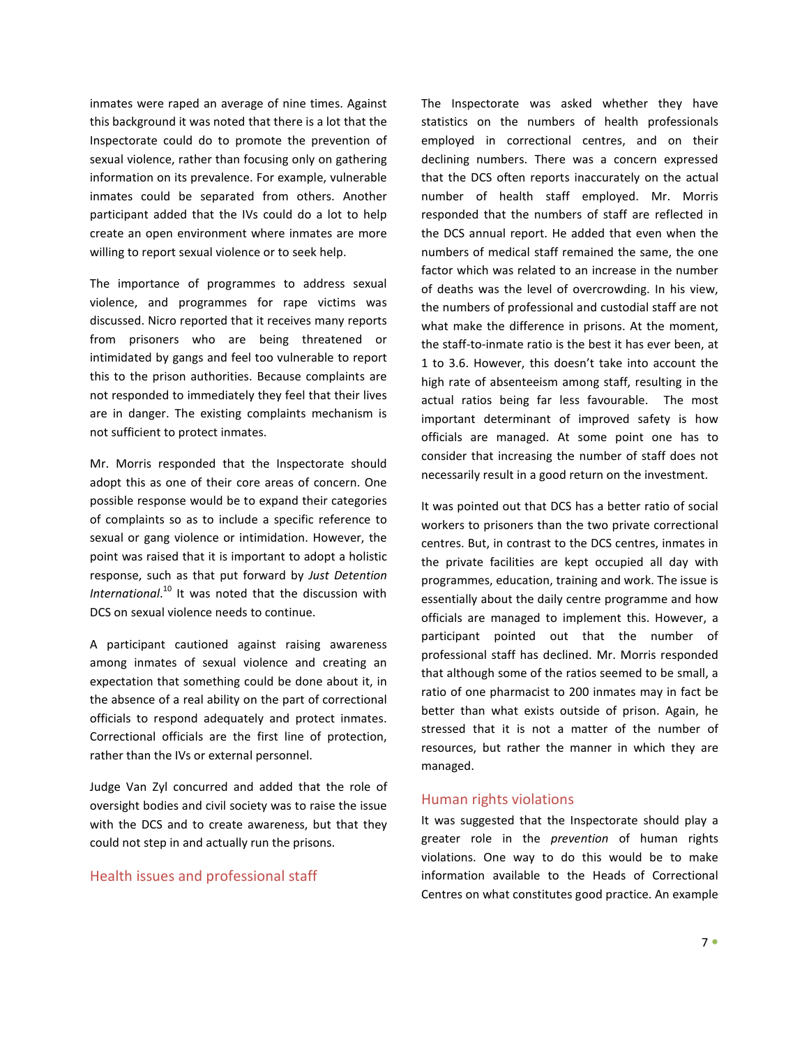inmates were raped an average of nine times. Against this background it was noted that there is a lot that the Inspectorate could do to promote the prevention of sexual violence, rather than focusing only on gathering information on its prevalence. For example, vulnerable inmates could be separated from others. Another participant added that the IVs could do a lot to help create an open environment where inmates are more willing to report sexual violence or to seek help.

The importance of programmes to address sexual violence, and programmes for rape victims was discussed. Nicro reported that it receives many reports from prisoners who are being threatened or intimidated by gangs and feel too vulnerable to report this to the prison authorities. Because complaints are not responded to immediately they feel that their lives are in danger. The existing complaints mechanism is not sufficient to protect inmates.

Mr. Morris responded that the Inspectorate should adopt this as one of their core areas of concern. One possible response would be to expand their categories of complaints so as to include a specific reference to sexual or gang violence or intimidation. However, the point was raised that it is important to adopt a holistic response, such as that put forward by *Just Detention International*.[10] It was noted that the discussion with DCS on sexual violence needs to continue.

A participant cautioned against raising awareness among inmates of sexual violence and creating an expectation that something could be done about it, in the absence of a real ability on the part of correctional officials to respond adequately and protect inmates. Correctional officials are the first line of protection, rather than the IVs or external personnel.

Judge Van Zyl concurred and added that the role of oversight bodies and civil society was to raise the issue with the DCS and to create awareness, but that they could not step in and actually run the prisons.

## Health issues and professional staff

The Inspectorate was asked whether they have statistics on the numbers of health professionals employed in correctional centres, and on their declining numbers. There was a concern expressed that the DCS often reports inaccurately on the actual number of health staff employed. Mr. Morris responded that the numbers of staff are reflected in the DCS annual report. He added that even when the numbers of medical staff remained the same, the one factor which was related to an increase in the number of deaths was the level of overcrowding. In his view, the numbers of professional and custodial staff are not what make the difference in prisons. At the moment, the staff-to-inmate ratio is the best it has ever been, at 1 to 3.6. However, this doesn't take into account the high rate of absenteeism among staff, resulting in the actual ratios being far less favourable. The most important determinant of improved safety is how officials are managed. At some point one has to consider that increasing the number of staff does not necessarily result in a good return on the investment.

It was pointed out that DCS has a better ratio of social workers to prisoners than the two private correctional centres. But, in contrast to the DCS centres, inmates in the private facilities are kept occupied all day with programmes, education, training and work. The issue is essentially about the daily centre programme and how officials are managed to implement this. However, a participant pointed out that the number of professional staff has declined. Mr. Morris responded that although some of the ratios seemed to be small, a ratio of one pharmacist to 200 inmates may in fact be better than what exists outside of prison. Again, he stressed that it is not a matter of the number of resources, but rather the manner in which they are managed.

## Human rights violations

It was suggested that the Inspectorate should play a greater role in the *prevention* of human rights violations. One way to do this would be to make information available to the Heads of Correctional Centres on what constitutes good practice. An example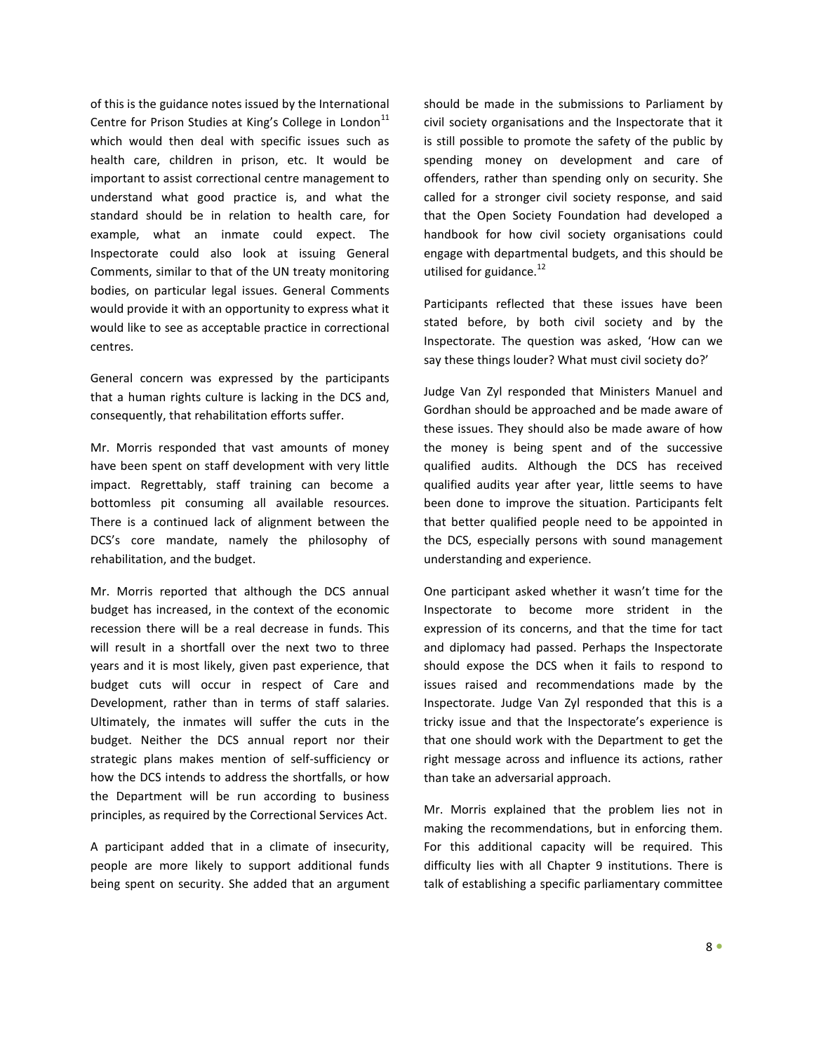of this is the guidance notes issued by the International Centre for Prison Studies at King's College in London[11] which would then deal with specific issues such as health care, children in prison, etc. It would be important to assist correctional centre management to understand what good practice is, and what the standard should be in relation to health care, for example, what an inmate could expect. The Inspectorate could also look at issuing General Comments, similar to that of the UN treaty monitoring bodies, on particular legal issues. General Comments would provide it with an opportunity to express what it would like to see as acceptable practice in correctional centres.

General concern was expressed by the participants that a human rights culture is lacking in the DCS and, consequently, that rehabilitation efforts suffer.

Mr. Morris responded that vast amounts of money have been spent on staff development with very little impact. Regrettably, staff training can become a bottomless pit consuming all available resources. There is a continued lack of alignment between the DCS's core mandate, namely the philosophy of rehabilitation, and the budget.

Mr. Morris reported that although the DCS annual budget has increased, in the context of the economic recession there will be a real decrease in funds. This will result in a shortfall over the next two to three years and it is most likely, given past experience, that budget cuts will occur in respect of Care and Development, rather than in terms of staff salaries. Ultimately, the inmates will suffer the cuts in the budget. Neither the DCS annual report nor their strategic plans makes mention of self-sufficiency or how the DCS intends to address the shortfalls, or how the Department will be run according to business principles, as required by the Correctional Services Act.

A participant added that in a climate of insecurity, people are more likely to support additional funds being spent on security. She added that an argument should be made in the submissions to Parliament by civil society organisations and the Inspectorate that it is still possible to promote the safety of the public by spending money on development and care of offenders, rather than spending only on security. She called for a stronger civil society response, and said that the Open Society Foundation had developed a handbook for how civil society organisations could engage with departmental budgets, and this should be utilised for guidance.[12]

Participants reflected that these issues have been stated before, by both civil society and by the Inspectorate. The question was asked, 'How can we say these things louder? What must civil society do?'

Judge Van Zyl responded that Ministers Manuel and Gordhan should be approached and be made aware of these issues. They should also be made aware of how the money is being spent and of the successive qualified audits. Although the DCS has received qualified audits year after year, little seems to have been done to improve the situation. Participants felt that better qualified people need to be appointed in the DCS, especially persons with sound management understanding and experience.

One participant asked whether it wasn't time for the Inspectorate to become more strident in the expression of its concerns, and that the time for tact and diplomacy had passed. Perhaps the Inspectorate should expose the DCS when it fails to respond to issues raised and recommendations made by the Inspectorate. Judge Van Zyl responded that this is a tricky issue and that the Inspectorate's experience is that one should work with the Department to get the right message across and influence its actions, rather than take an adversarial approach.

Mr. Morris explained that the problem lies not in making the recommendations, but in enforcing them. For this additional capacity will be required. This difficulty lies with all Chapter 9 institutions. There is talk of establishing a specific parliamentary committee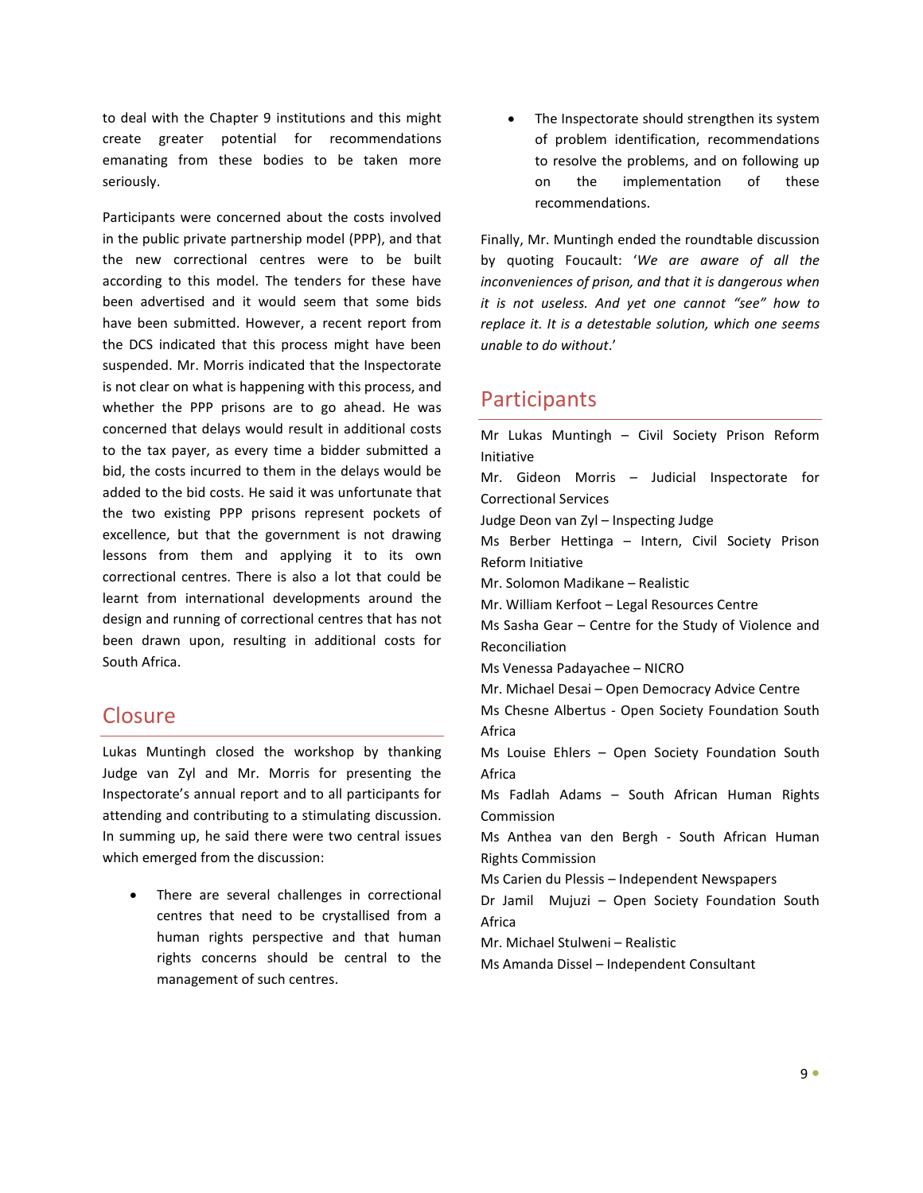to deal with the Chapter 9 institutions and this might create greater potential for recommendations emanating from these bodies to be taken more seriously.

Participants were concerned about the costs involved in the public private partnership model (PPP), and that the new correctional centres were to be built according to this model. The tenders for these have been advertised and it would seem that some bids have been submitted. However, a recent report from the DCS indicated that this process might have been suspended. Mr. Morris indicated that the Inspectorate is not clear on what is happening with this process, and whether the PPP prisons are to go ahead. He was concerned that delays would result in additional costs to the tax payer, as every time a bidder submitted a bid, the costs incurred to them in the delays would be added to the bid costs. He said it was unfortunate that the two existing PPP prisons represent pockets of excellence, but that the government is not drawing lessons from them and applying it to its own correctional centres. There is also a lot that could be learnt from international developments around the design and running of correctional centres that has not been drawn upon, resulting in additional costs for South Africa.

## Closure

Lukas Muntingh closed the workshop by thanking Judge van Zyl and Mr. Morris for presenting the Inspectorate's annual report and to all participants for attending and contributing to a stimulating discussion. In summing up, he said there were two central issues which emerged from the discussion:

- There are several challenges in correctional centres that need to be crystallised from a human rights perspective and that human rights concerns should be central to the management of such centres.
- The Inspectorate should strengthen its system of problem identification, recommendations to resolve the problems, and on following up on the implementation of these recommendations.

Finally, Mr. Muntingh ended the roundtable discussion by quoting Foucault: '*We are aware of all the inconveniences of prison, and that it is dangerous when it is not useless. And yet one cannot "see" how to replace it. It is a detestable solution, which one seems unable to do without*.'

## Participants

Mr Lukas Muntingh – Civil Society Prison Reform Initiative
Mr. Gideon Morris – Judicial Inspectorate for Correctional Services
Judge Deon van Zyl – Inspecting Judge
Ms Berber Hettinga – Intern, Civil Society Prison Reform Initiative
Mr. Solomon Madikane – Realistic
Mr. William Kerfoot – Legal Resources Centre
Ms Sasha Gear – Centre for the Study of Violence and Reconciliation
Ms Venessa Padayachee – NICRO
Mr. Michael Desai – Open Democracy Advice Centre
Ms Chesne Albertus - Open Society Foundation South Africa
Ms Louise Ehlers – Open Society Foundation South Africa
Ms Fadlah Adams – South African Human Rights Commission
Ms Anthea van den Bergh - South African Human Rights Commission
Ms Carien du Plessis – Independent Newspapers
Dr Jamil Mujuzi – Open Society Foundation South Africa
Mr. Michael Stulweni – Realistic
Ms Amanda Dissel – Independent Consultant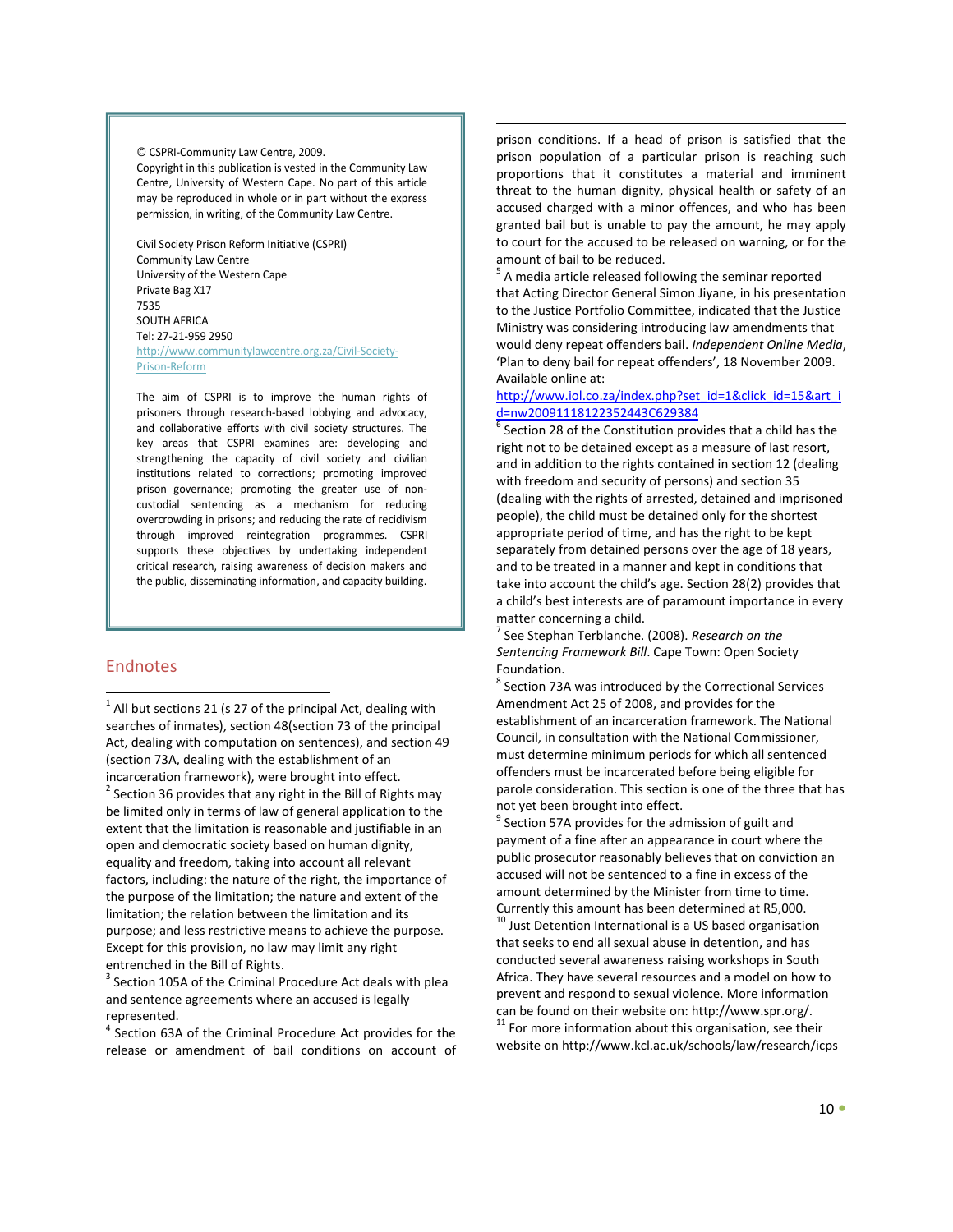© CSPRI-Community Law Centre, 2009.
Copyright in this publication is vested in the Community Law Centre, University of Western Cape. No part of this article may be reproduced in whole or in part without the express permission, in writing, of the Community Law Centre.

Civil Society Prison Reform Initiative (CSPRI)
Community Law Centre
University of the Western Cape
Private Bag X17
7535
SOUTH AFRICA
Tel: 27-21-959 2950
http://www.communitylawcentre.org.za/Civil-Society-Prison-Reform

The aim of CSPRI is to improve the human rights of prisoners through research-based lobbying and advocacy, and collaborative efforts with civil society structures. The key areas that CSPRI examines are: developing and strengthening the capacity of civil society and civilian institutions related to corrections; promoting improved prison governance; promoting the greater use of non-custodial sentencing as a mechanism for reducing overcrowding in prisons; and reducing the rate of recidivism through improved reintegration programmes. CSPRI supports these objectives by undertaking independent critical research, raising awareness of decision makers and the public, disseminating information, and capacity building.

## Endnotes

[1] All but sections 21 (s 27 of the principal Act, dealing with searches of inmates), section 48(section 73 of the principal Act, dealing with computation on sentences), and section 49 (section 73A, dealing with the establishment of an incarceration framework), were brought into effect.

[2] Section 36 provides that any right in the Bill of Rights may be limited only in terms of law of general application to the extent that the limitation is reasonable and justifiable in an open and democratic society based on human dignity, equality and freedom, taking into account all relevant factors, including: the nature of the right, the importance of the purpose of the limitation; the nature and extent of the limitation; the relation between the limitation and its purpose; and less restrictive means to achieve the purpose. Except for this provision, no law may limit any right entrenched in the Bill of Rights.

[3] Section 105A of the Criminal Procedure Act deals with plea and sentence agreements where an accused is legally represented.

[4] Section 63A of the Criminal Procedure Act provides for the release or amendment of bail conditions on account of prison conditions. If a head of prison is satisfied that the prison population of a particular prison is reaching such proportions that it constitutes a material and imminent threat to the human dignity, physical health or safety of an accused charged with a minor offences, and who has been granted bail but is unable to pay the amount, he may apply to court for the accused to be released on warning, or for the amount of bail to be reduced.

[5] A media article released following the seminar reported that Acting Director General Simon Jiyane, in his presentation to the Justice Portfolio Committee, indicated that the Justice Ministry was considering introducing law amendments that would deny repeat offenders bail. *Independent Online Media*, 'Plan to deny bail for repeat offenders', 18 November 2009. Available online at: http://www.iol.co.za/index.php?set_id=1&click_id=15&art_id=nw20091118122352443C629384

[6] Section 28 of the Constitution provides that a child has the right not to be detained except as a measure of last resort, and in addition to the rights contained in section 12 (dealing with freedom and security of persons) and section 35 (dealing with the rights of arrested, detained and imprisoned people), the child must be detained only for the shortest appropriate period of time, and has the right to be kept separately from detained persons over the age of 18 years, and to be treated in a manner and kept in conditions that take into account the child's age. Section 28(2) provides that a child's best interests are of paramount importance in every matter concerning a child.

[7] See Stephan Terblanche. (2008). *Research on the Sentencing Framework Bill*. Cape Town: Open Society Foundation.

[8] Section 73A was introduced by the Correctional Services Amendment Act 25 of 2008, and provides for the establishment of an incarceration framework. The National Council, in consultation with the National Commissioner, must determine minimum periods for which all sentenced offenders must be incarcerated before being eligible for parole consideration. This section is one of the three that has not yet been brought into effect.

[9] Section 57A provides for the admission of guilt and payment of a fine after an appearance in court where the public prosecutor reasonably believes that on conviction an accused will not be sentenced to a fine in excess of the amount determined by the Minister from time to time. Currently this amount has been determined at R5,000.

[10] Just Detention International is a US based organisation that seeks to end all sexual abuse in detention, and has conducted several awareness raising workshops in South Africa. They have several resources and a model on how to prevent and respond to sexual violence. More information can be found on their website on: http://www.spr.org/.

[11] For more information about this organisation, see their website on http://www.kcl.ac.uk/schools/law/research/icps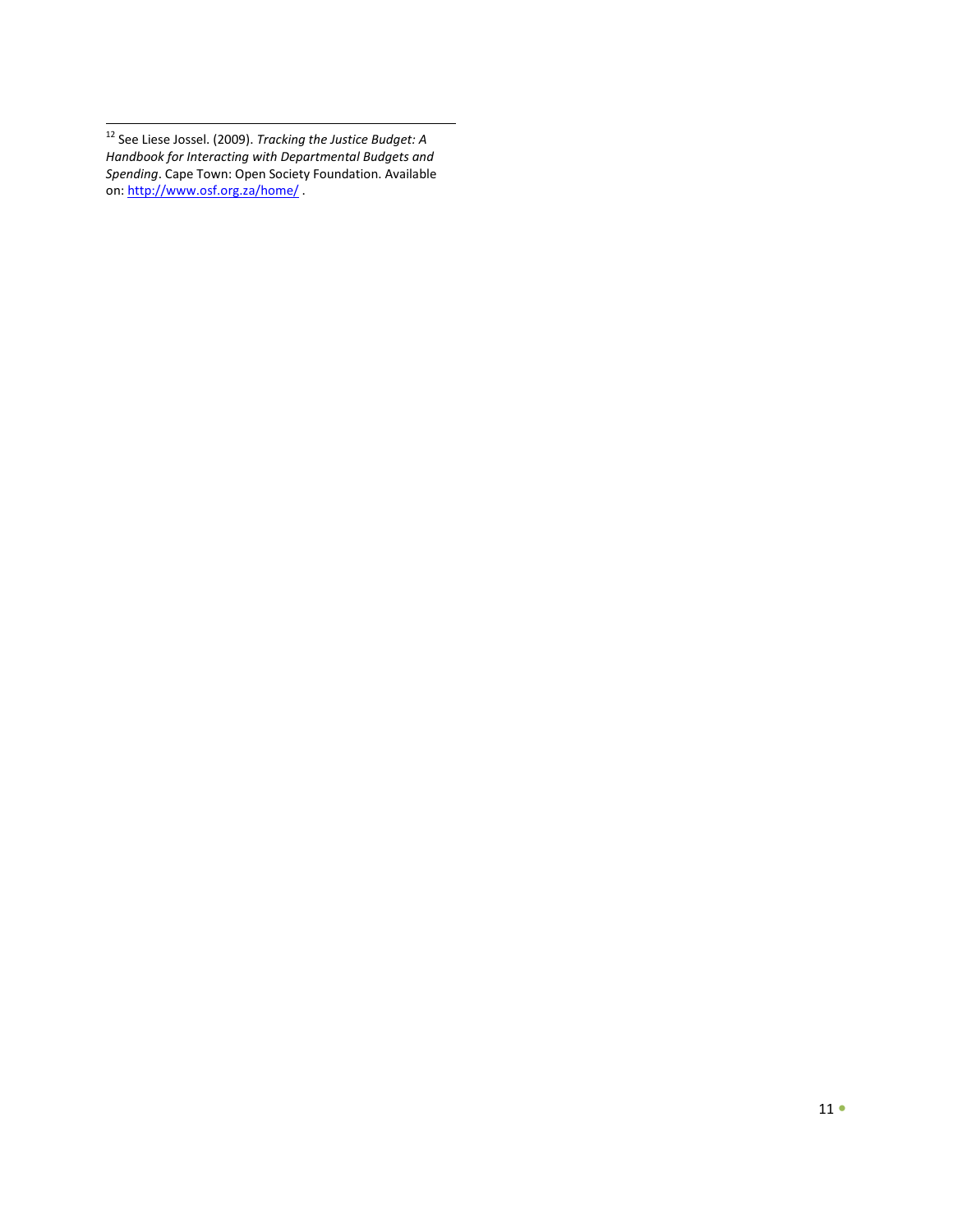[12] See Liese Jossel. (2009). *Tracking the Justice Budget: A Handbook for Interacting with Departmental Budgets and Spending*. Cape Town: Open Society Foundation. Available on: [http://www.osf.org.za/home/](http://www.osf.org.za/home/) .